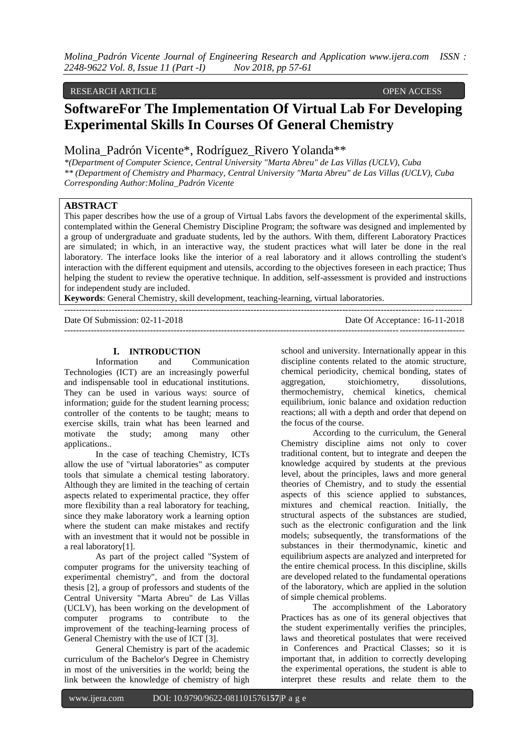RESEARCH ARTICLE OPEN ACCESS

# SoftwareFor The Implementation Of Virtual Lab For Developing Experimental Skills In Courses Of General Chemistry

Molina_Padrón Vicente*, Rodríguez_Rivero Yolanda**

*(Department of Computer Science, Central University "Marta Abreu" de Las Villas (UCLV), Cuba*
*** (Department of Chemistry and Pharmacy, Central University "Marta Abreu" de Las Villas (UCLV), Cuba*
*Corresponding Author:Molina_Padrón Vicente*

## ABSTRACT

This paper describes how the use of a group of Virtual Labs favors the development of the experimental skills, contemplated within the General Chemistry Discipline Program; the software was designed and implemented by a group of undergraduate and graduate students, led by the authors. With them, different Laboratory Practices are simulated; in which, in an interactive way, the student practices what will later be done in the real laboratory. The interface looks like the interior of a real laboratory and it allows controlling the student's interaction with the different equipment and utensils, according to the objectives foreseen in each practice; Thus helping the student to review the operative technique. In addition, self-assessment is provided and instructions for independent study are included.

**Keywords**: General Chemistry, skill development, teaching-learning, virtual laboratories.

---

Date Of Submission: 02-11-2018 Date Of Acceptance: 16-11-2018

---

## I. INTRODUCTION

Information and Communication Technologies (ICT) are an increasingly powerful and indispensable tool in educational institutions. They can be used in various ways: source of information; guide for the student learning process; controller of the contents to be taught; means to exercise skills, train what has been learned and motivate the study; among many other applications..

In the case of teaching Chemistry, ICTs allow the use of "virtual laboratories" as computer tools that simulate a chemical testing laboratory. Although they are limited in the teaching of certain aspects related to experimental practice, they offer more flexibility than a real laboratory for teaching, since they make laboratory work a learning option where the student can make mistakes and rectify with an investment that it would not be possible in a real laboratory[1].

As part of the project called "System of computer programs for the university teaching of experimental chemistry", and from the doctoral thesis [2], a group of professors and students of the Central University "Marta Abreu" de Las Villas (UCLV), has been working on the development of computer programs to contribute to the improvement of the teaching-learning process of General Chemistry with the use of ICT [3].

General Chemistry is part of the academic curriculum of the Bachelor's Degree in Chemistry in most of the universities in the world; being the link between the knowledge of chemistry of high school and university. Internationally appear in this discipline contents related to the atomic structure, chemical periodicity, chemical bonding, states of aggregation, stoichiometry, dissolutions, thermochemistry, chemical kinetics, chemical equilibrium, ionic balance and oxidation reduction reactions; all with a depth and order that depend on the focus of the course.

According to the curriculum, the General Chemistry discipline aims not only to cover traditional content, but to integrate and deepen the knowledge acquired by students at the previous level, about the principles, laws and more general theories of Chemistry, and to study the essential aspects of this science applied to substances, mixtures and chemical reaction. Initially, the structural aspects of the substances are studied, such as the electronic configuration and the link models; subsequently, the transformations of the substances in their thermodynamic, kinetic and equilibrium aspects are analyzed and interpreted for the entire chemical process. In this discipline, skills are developed related to the fundamental operations of the laboratory, which are applied in the solution of simple chemical problems.

The accomplishment of the Laboratory Practices has as one of its general objectives that the student experimentally verifies the principles, laws and theoretical postulates that were received in Conferences and Practical Classes; so it is important that, in addition to correctly developing the experimental operations, the student is able to interpret these results and relate them to the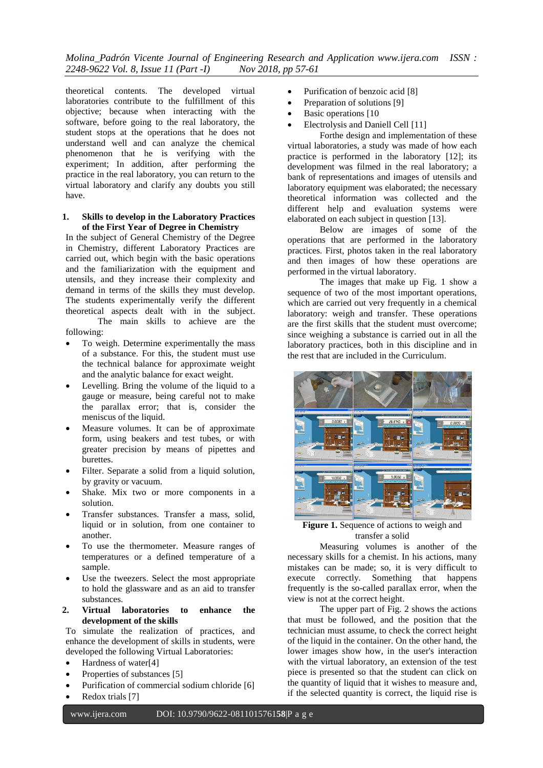theoretical contents. The developed virtual laboratories contribute to the fulfillment of this objective; because when interacting with the software, before going to the real laboratory, the student stops at the operations that he does not understand well and can analyze the chemical phenomenon that he is verifying with the experiment; In addition, after performing the practice in the real laboratory, you can return to the virtual laboratory and clarify any doubts you still have.

## 1. Skills to develop in the Laboratory Practices of the First Year of Degree in Chemistry

In the subject of General Chemistry of the Degree in Chemistry, different Laboratory Practices are carried out, which begin with the basic operations and the familiarization with the equipment and utensils, and they increase their complexity and demand in terms of the skills they must develop. The students experimentally verify the different theoretical aspects dealt with in the subject.

The main skills to achieve are the following:

- To weigh. Determine experimentally the mass of a substance. For this, the student must use the technical balance for approximate weight and the analytic balance for exact weight.
- Levelling. Bring the volume of the liquid to a gauge or measure, being careful not to make the parallax error; that is, consider the meniscus of the liquid.
- Measure volumes. It can be of approximate form, using beakers and test tubes, or with greater precision by means of pipettes and burettes.
- Filter. Separate a solid from a liquid solution, by gravity or vacuum.
- Shake. Mix two or more components in a solution.
- Transfer substances. Transfer a mass, solid, liquid or in solution, from one container to another.
- To use the thermometer. Measure ranges of temperatures or a defined temperature of a sample.
- Use the tweezers. Select the most appropriate to hold the glassware and as an aid to transfer substances.

## 2. Virtual laboratories to enhance the development of the skills

To simulate the realization of practices, and enhance the development of skills in students, were developed the following Virtual Laboratories:

- Hardness of water[4]
- Properties of substances [5]
- Purification of commercial sodium chloride [6]
- Redox trials [7]
- Purification of benzoic acid [8]
- Preparation of solutions [9]
- Basic operations [10
- Electrolysis and Daniell Cell [11]

Forthe design and implementation of these virtual laboratories, a study was made of how each practice is performed in the laboratory [12]; its development was filmed in the real laboratory; a bank of representations and images of utensils and laboratory equipment was elaborated; the necessary theoretical information was collected and the different help and evaluation systems were elaborated on each subject in question [13].

Below are images of some of the operations that are performed in the laboratory practices. First, photos taken in the real laboratory and then images of how these operations are performed in the virtual laboratory.

The images that make up Fig. 1 show a sequence of two of the most important operations, which are carried out very frequently in a chemical laboratory: weigh and transfer. These operations are the first skills that the student must overcome; since weighing a substance is carried out in all the laboratory practices, both in this discipline and in the rest that are included in the Curriculum.

**Figure 1.** Sequence of actions to weigh and transfer a solid

Measuring volumes is another of the necessary skills for a chemist. In his actions, many mistakes can be made; so, it is very difficult to execute correctly. Something that happens frequently is the so-called parallax error, when the view is not at the correct height.

The upper part of Fig. 2 shows the actions that must be followed, and the position that the technician must assume, to check the correct height of the liquid in the container. On the other hand, the lower images show how, in the user's interaction with the virtual laboratory, an extension of the test piece is presented so that the student can click on the quantity of liquid that it wishes to measure and, if the selected quantity is correct, the liquid rise is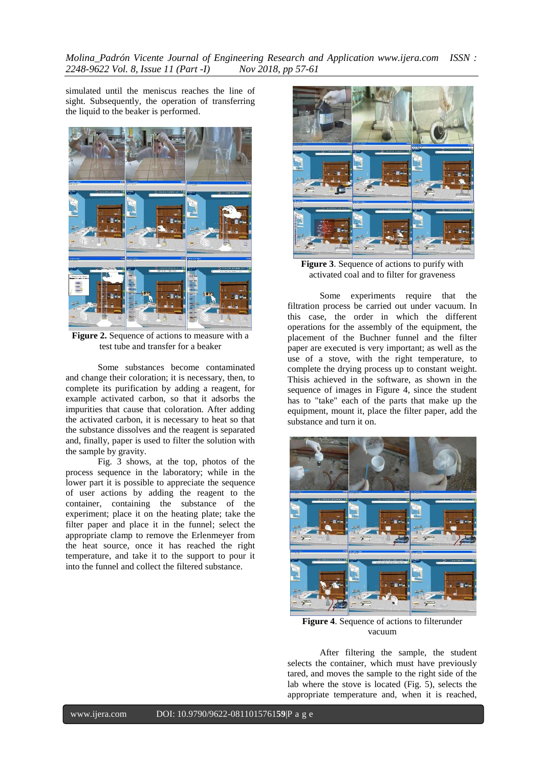simulated until the meniscus reaches the line of sight. Subsequently, the operation of transferring the liquid to the beaker is performed.

**Figure 2.** Sequence of actions to measure with a test tube and transfer for a beaker

Some substances become contaminated and change their coloration; it is necessary, then, to complete its purification by adding a reagent, for example activated carbon, so that it adsorbs the impurities that cause that coloration. After adding the activated carbon, it is necessary to heat so that the substance dissolves and the reagent is separated and, finally, paper is used to filter the solution with the sample by gravity.

Fig. 3 shows, at the top, photos of the process sequence in the laboratory; while in the lower part it is possible to appreciate the sequence of user actions by adding the reagent to the container, containing the substance of the experiment; place it on the heating plate; take the filter paper and place it in the funnel; select the appropriate clamp to remove the Erlenmeyer from the heat source, once it has reached the right temperature, and take it to the support to pour it into the funnel and collect the filtered substance.

**Figure 3**. Sequence of actions to purify with activated coal and to filter for graveness

Some experiments require that the filtration process be carried out under vacuum. In this case, the order in which the different operations for the assembly of the equipment, the placement of the Buchner funnel and the filter paper are executed is very important; as well as the use of a stove, with the right temperature, to complete the drying process up to constant weight. Thisis achieved in the software, as shown in the sequence of images in Figure 4, since the student has to "take" each of the parts that make up the equipment, mount it, place the filter paper, add the substance and turn it on.

**Figure 4**. Sequence of actions to filterunder vacuum

After filtering the sample, the student selects the container, which must have previously tared, and moves the sample to the right side of the lab where the stove is located (Fig. 5), selects the appropriate temperature and, when it is reached,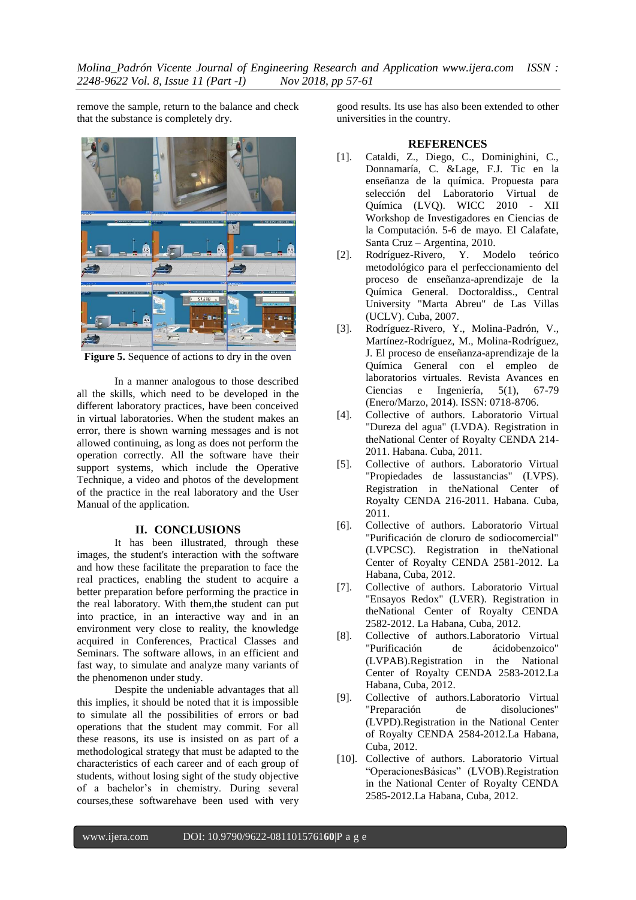remove the sample, return to the balance and check that the substance is completely dry.

**Figure 5.** Sequence of actions to dry in the oven

In a manner analogous to those described all the skills, which need to be developed in the different laboratory practices, have been conceived in virtual laboratories. When the student makes an error, there is shown warning messages and is not allowed continuing, as long as does not perform the operation correctly. All the software have their support systems, which include the Operative Technique, a video and photos of the development of the practice in the real laboratory and the User Manual of the application.

## II. CONCLUSIONS

It has been illustrated, through these images, the student's interaction with the software and how these facilitate the preparation to face the real practices, enabling the student to acquire a better preparation before performing the practice in the real laboratory. With them,the student can put into practice, in an interactive way and in an environment very close to reality, the knowledge acquired in Conferences, Practical Classes and Seminars. The software allows, in an efficient and fast way, to simulate and analyze many variants of the phenomenon under study.

Despite the undeniable advantages that all this implies, it should be noted that it is impossible to simulate all the possibilities of errors or bad operations that the student may commit. For all these reasons, its use is insisted on as part of a methodological strategy that must be adapted to the characteristics of each career and of each group of students, without losing sight of the study objective of a bachelor's in chemistry. During several courses,these softwarehave been used with very good results. Its use has also been extended to other universities in the country.

## REFERENCES

[1]. Cataldi, Z., Diego, C., Dominighini, C., Donnamaría, C. &Lage, F.J. Tic en la enseñanza de la química. Propuesta para selección del Laboratorio Virtual de Química (LVQ). WICC 2010 - XII Workshop de Investigadores en Ciencias de la Computación. 5-6 de mayo. El Calafate, Santa Cruz – Argentina, 2010.

[2]. Rodríguez-Rivero, Y. Modelo teórico metodológico para el perfeccionamiento del proceso de enseñanza-aprendizaje de la Química General. Doctoraldiss., Central University "Marta Abreu" de Las Villas (UCLV). Cuba, 2007.

[3]. Rodríguez-Rivero, Y., Molina-Padrón, V., Martínez-Rodríguez, M., Molina-Rodríguez, J. El proceso de enseñanza-aprendizaje de la Química General con el empleo de laboratorios virtuales. Revista Avances en Ciencias e Ingeniería, 5(1), 67-79 (Enero/Marzo, 2014). ISSN: 0718-8706.

[4]. Collective of authors. Laboratorio Virtual "Dureza del agua" (LVDA). Registration in theNational Center of Royalty CENDA 214-2011. Habana. Cuba, 2011.

[5]. Collective of authors. Laboratorio Virtual "Propiedades de lassustancias" (LVPS). Registration in theNational Center of Royalty CENDA 216-2011. Habana. Cuba, 2011.

[6]. Collective of authors. Laboratorio Virtual "Purificación de cloruro de sodiocomercial" (LVPCSC). Registration in theNational Center of Royalty CENDA 2581-2012. La Habana, Cuba, 2012.

[7]. Collective of authors. Laboratorio Virtual "Ensayos Redox" (LVER). Registration in theNational Center of Royalty CENDA 2582-2012. La Habana, Cuba, 2012.

[8]. Collective of authors.Laboratorio Virtual "Purificación de ácidobenzoico" (LVPAB).Registration in the National Center of Royalty CENDA 2583-2012.La Habana, Cuba, 2012.

[9]. Collective of authors.Laboratorio Virtual "Preparación de disoluciones" (LVPD).Registration in the National Center of Royalty CENDA 2584-2012.La Habana, Cuba, 2012.

[10]. Collective of authors. Laboratorio Virtual "OperacionesBásicas" (LVOB).Registration in the National Center of Royalty CENDA 2585-2012.La Habana, Cuba, 2012.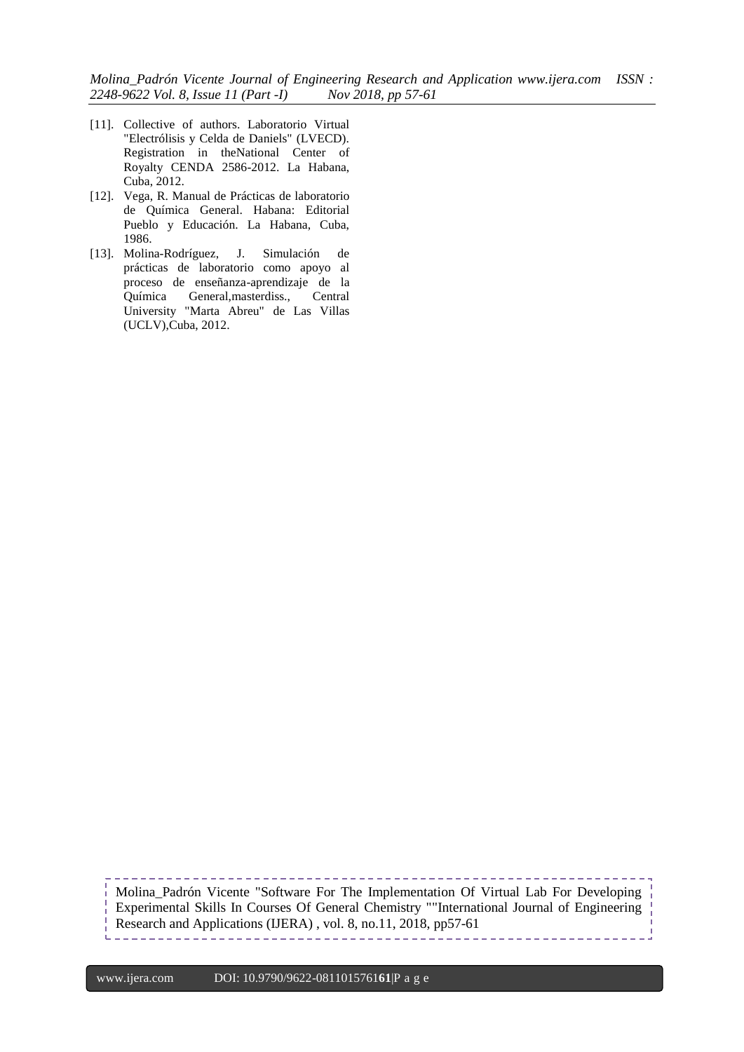[11]. Collective of authors. Laboratorio Virtual "Electrólisis y Celda de Daniels" (LVECD). Registration in theNational Center of Royalty CENDA 2586-2012. La Habana, Cuba, 2012.

[12]. Vega, R. Manual de Prácticas de laboratorio de Química General. Habana: Editorial Pueblo y Educación. La Habana, Cuba, 1986.

[13]. Molina-Rodríguez, J. Simulación de prácticas de laboratorio como apoyo al proceso de enseñanza-aprendizaje de la Química General,masterdiss., Central University "Marta Abreu" de Las Villas (UCLV),Cuba, 2012.

Molina_Padrón Vicente "Software For The Implementation Of Virtual Lab For Developing Experimental Skills In Courses Of General Chemistry ""International Journal of Engineering Research and Applications (IJERA) , vol. 8, no.11, 2018, pp57-61